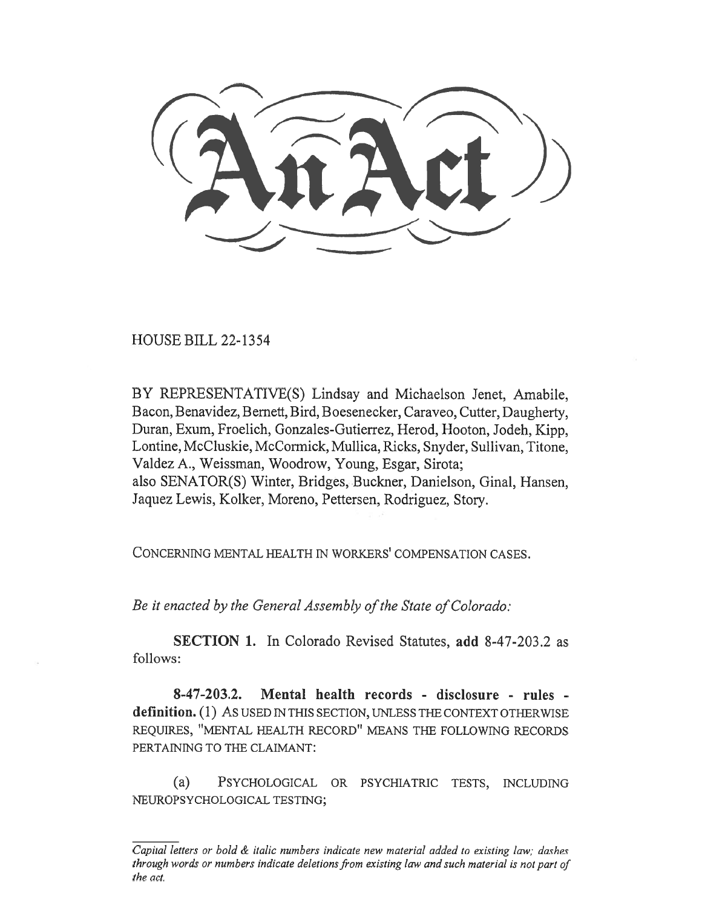# An Act

HOUSE BILL 22-1354

BY REPRESENTATIVE(S) Lindsay and Michaelson Jenet, Amabile, Bacon, Benavidez, Bernett, Bird, Boesenecker, Caraveo, Cutter, Daugherty, Duran, Exum, Froelich, Gonzales-Gutierrez, Herod, Hooton, Jodeh, Kipp, Lontine, McCluskie, McCormick, Mullica, Ricks, Snyder, Sullivan, Titone, Valdez A., Weissman, Woodrow, Young, Esgar, Sirota;
also SENATOR(S) Winter, Bridges, Buckner, Danielson, Ginal, Hansen, Jaquez Lewis, Kolker, Moreno, Pettersen, Rodriguez, Story.

CONCERNING MENTAL HEALTH IN WORKERS' COMPENSATION CASES.

*Be it enacted by the General Assembly of the State of Colorado:*

**SECTION 1.** In Colorado Revised Statutes, **add** 8-47-203.2 as follows:

**8-47-203.2. Mental health records - disclosure - rules - definition.** (1) AS USED IN THIS SECTION, UNLESS THE CONTEXT OTHERWISE REQUIRES, "MENTAL HEALTH RECORD" MEANS THE FOLLOWING RECORDS PERTAINING TO THE CLAIMANT:

(a) PSYCHOLOGICAL OR PSYCHIATRIC TESTS, INCLUDING NEUROPSYCHOLOGICAL TESTING;

*Capital letters or bold & italic numbers indicate new material added to existing law; dashes through words or numbers indicate deletions from existing law and such material is not part of the act.*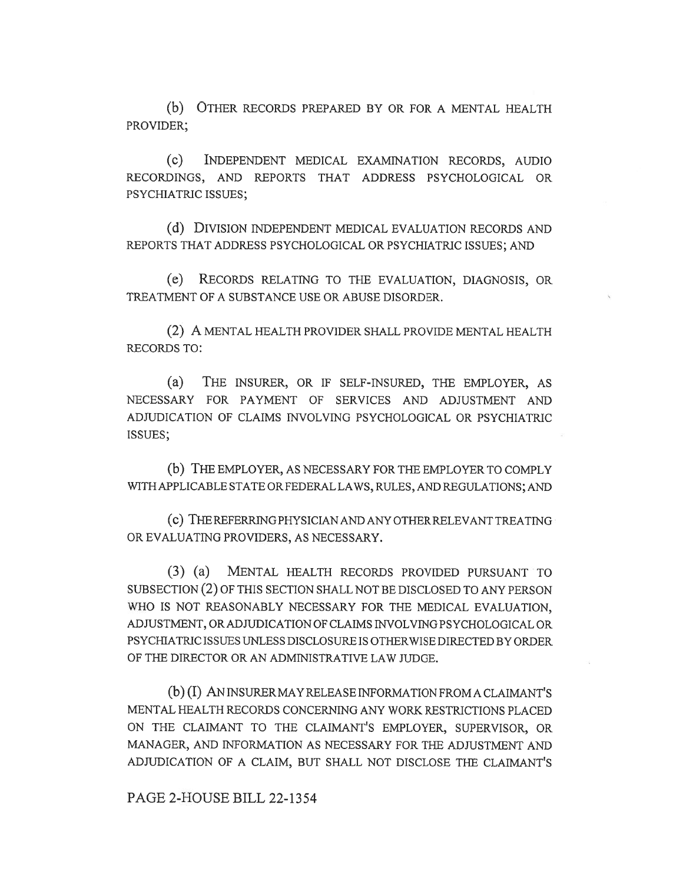(b) OTHER RECORDS PREPARED BY OR FOR A MENTAL HEALTH PROVIDER;

(c) INDEPENDENT MEDICAL EXAMINATION RECORDS, AUDIO RECORDINGS, AND REPORTS THAT ADDRESS PSYCHOLOGICAL OR PSYCHIATRIC ISSUES;

(d) DIVISION INDEPENDENT MEDICAL EVALUATION RECORDS AND REPORTS THAT ADDRESS PSYCHOLOGICAL OR PSYCHIATRIC ISSUES; AND

(e) RECORDS RELATING TO THE EVALUATION, DIAGNOSIS, OR TREATMENT OF A SUBSTANCE USE OR ABUSE DISORDER.

(2) A MENTAL HEALTH PROVIDER SHALL PROVIDE MENTAL HEALTH RECORDS TO:

(a) THE INSURER, OR IF SELF-INSURED, THE EMPLOYER, AS NECESSARY FOR PAYMENT OF SERVICES AND ADJUSTMENT AND ADJUDICATION OF CLAIMS INVOLVING PSYCHOLOGICAL OR PSYCHIATRIC ISSUES;

(b) THE EMPLOYER, AS NECESSARY FOR THE EMPLOYER TO COMPLY WITH APPLICABLE STATE OR FEDERAL LAWS, RULES, AND REGULATIONS; AND

(c) THE REFERRING PHYSICIAN AND ANY OTHER RELEVANT TREATING OR EVALUATING PROVIDERS, AS NECESSARY.

(3) (a) MENTAL HEALTH RECORDS PROVIDED PURSUANT TO SUBSECTION (2) OF THIS SECTION SHALL NOT BE DISCLOSED TO ANY PERSON WHO IS NOT REASONABLY NECESSARY FOR THE MEDICAL EVALUATION, ADJUSTMENT, OR ADJUDICATION OF CLAIMS INVOLVING PSYCHOLOGICAL OR PSYCHIATRIC ISSUES UNLESS DISCLOSURE IS OTHERWISE DIRECTED BY ORDER OF THE DIRECTOR OR AN ADMINISTRATIVE LAW JUDGE.

(b) (I) AN INSURER MAY RELEASE INFORMATION FROM A CLAIMANT'S MENTAL HEALTH RECORDS CONCERNING ANY WORK RESTRICTIONS PLACED ON THE CLAIMANT TO THE CLAIMANT'S EMPLOYER, SUPERVISOR, OR MANAGER, AND INFORMATION AS NECESSARY FOR THE ADJUSTMENT AND ADJUDICATION OF A CLAIM, BUT SHALL NOT DISCLOSE THE CLAIMANT'S

PAGE 2-HOUSE BILL 22-1354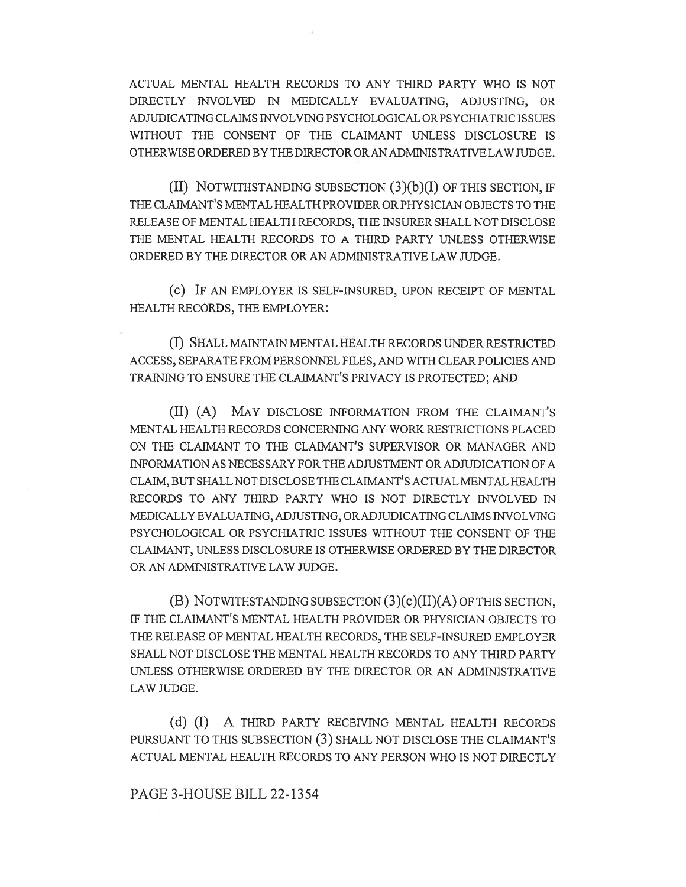ACTUAL MENTAL HEALTH RECORDS TO ANY THIRD PARTY WHO IS NOT DIRECTLY INVOLVED IN MEDICALLY EVALUATING, ADJUSTING, OR ADJUDICATING CLAIMS INVOLVING PSYCHOLOGICAL OR PSYCHIATRIC ISSUES WITHOUT THE CONSENT OF THE CLAIMANT UNLESS DISCLOSURE IS OTHERWISE ORDERED BY THE DIRECTOR OR AN ADMINISTRATIVE LAW JUDGE.

(II) NOTWITHSTANDING SUBSECTION (3)(b)(I) OF THIS SECTION, IF THE CLAIMANT'S MENTAL HEALTH PROVIDER OR PHYSICIAN OBJECTS TO THE RELEASE OF MENTAL HEALTH RECORDS, THE INSURER SHALL NOT DISCLOSE THE MENTAL HEALTH RECORDS TO A THIRD PARTY UNLESS OTHERWISE ORDERED BY THE DIRECTOR OR AN ADMINISTRATIVE LAW JUDGE.

(c) IF AN EMPLOYER IS SELF-INSURED, UPON RECEIPT OF MENTAL HEALTH RECORDS, THE EMPLOYER:

(I) SHALL MAINTAIN MENTAL HEALTH RECORDS UNDER RESTRICTED ACCESS, SEPARATE FROM PERSONNEL FILES, AND WITH CLEAR POLICIES AND TRAINING TO ENSURE THE CLAIMANT'S PRIVACY IS PROTECTED; AND

(II) (A) MAY DISCLOSE INFORMATION FROM THE CLAIMANT'S MENTAL HEALTH RECORDS CONCERNING ANY WORK RESTRICTIONS PLACED ON THE CLAIMANT TO THE CLAIMANT'S SUPERVISOR OR MANAGER AND INFORMATION AS NECESSARY FOR THE ADJUSTMENT OR ADJUDICATION OF A CLAIM, BUT SHALL NOT DISCLOSE THE CLAIMANT'S ACTUAL MENTAL HEALTH RECORDS TO ANY THIRD PARTY WHO IS NOT DIRECTLY INVOLVED IN MEDICALLY EVALUATING, ADJUSTING, OR ADJUDICATING CLAIMS INVOLVING PSYCHOLOGICAL OR PSYCHIATRIC ISSUES WITHOUT THE CONSENT OF THE CLAIMANT, UNLESS DISCLOSURE IS OTHERWISE ORDERED BY THE DIRECTOR OR AN ADMINISTRATIVE LAW JUDGE.

(B) NOTWITHSTANDING SUBSECTION (3)(c)(II)(A) OF THIS SECTION, IF THE CLAIMANT'S MENTAL HEALTH PROVIDER OR PHYSICIAN OBJECTS TO THE RELEASE OF MENTAL HEALTH RECORDS, THE SELF-INSURED EMPLOYER SHALL NOT DISCLOSE THE MENTAL HEALTH RECORDS TO ANY THIRD PARTY UNLESS OTHERWISE ORDERED BY THE DIRECTOR OR AN ADMINISTRATIVE LAW JUDGE.

(d) (I) A THIRD PARTY RECEIVING MENTAL HEALTH RECORDS PURSUANT TO THIS SUBSECTION (3) SHALL NOT DISCLOSE THE CLAIMANT'S ACTUAL MENTAL HEALTH RECORDS TO ANY PERSON WHO IS NOT DIRECTLY

PAGE 3-HOUSE BILL 22-1354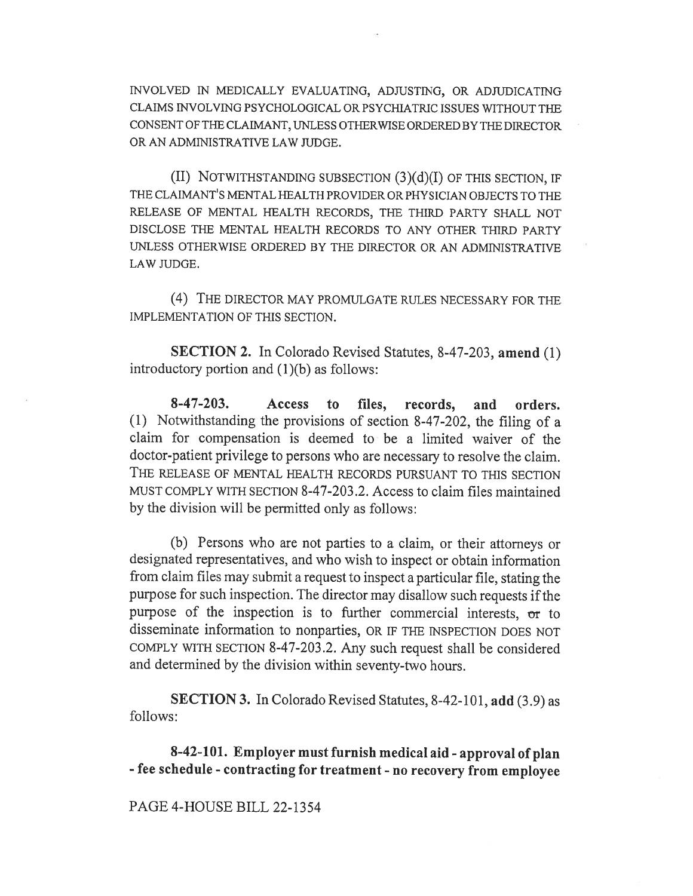INVOLVED IN MEDICALLY EVALUATING, ADJUSTING, OR ADJUDICATING CLAIMS INVOLVING PSYCHOLOGICAL OR PSYCHIATRIC ISSUES WITHOUT THE CONSENT OF THE CLAIMANT, UNLESS OTHERWISE ORDERED BY THE DIRECTOR OR AN ADMINISTRATIVE LAW JUDGE.

(II) NOTWITHSTANDING SUBSECTION (3)(d)(I) OF THIS SECTION, IF THE CLAIMANT'S MENTAL HEALTH PROVIDER OR PHYSICIAN OBJECTS TO THE RELEASE OF MENTAL HEALTH RECORDS, THE THIRD PARTY SHALL NOT DISCLOSE THE MENTAL HEALTH RECORDS TO ANY OTHER THIRD PARTY UNLESS OTHERWISE ORDERED BY THE DIRECTOR OR AN ADMINISTRATIVE LAW JUDGE.

(4) THE DIRECTOR MAY PROMULGATE RULES NECESSARY FOR THE IMPLEMENTATION OF THIS SECTION.

**SECTION 2.** In Colorado Revised Statutes, 8-47-203, **amend** (1) introductory portion and (1)(b) as follows:

**8-47-203. Access to files, records, and orders.** (1) Notwithstanding the provisions of section 8-47-202, the filing of a claim for compensation is deemed to be a limited waiver of the doctor-patient privilege to persons who are necessary to resolve the claim. THE RELEASE OF MENTAL HEALTH RECORDS PURSUANT TO THIS SECTION MUST COMPLY WITH SECTION 8-47-203.2. Access to claim files maintained by the division will be permitted only as follows:

(b) Persons who are not parties to a claim, or their attorneys or designated representatives, and who wish to inspect or obtain information from claim files may submit a request to inspect a particular file, stating the purpose for such inspection. The director may disallow such requests if the purpose of the inspection is to further commercial interests, ~~or~~ to disseminate information to nonparties, OR IF THE INSPECTION DOES NOT COMPLY WITH SECTION 8-47-203.2. Any such request shall be considered and determined by the division within seventy-two hours.

**SECTION 3.** In Colorado Revised Statutes, 8-42-101, **add** (3.9) as follows:

**8-42-101. Employer must furnish medical aid - approval of plan - fee schedule - contracting for treatment - no recovery from employee**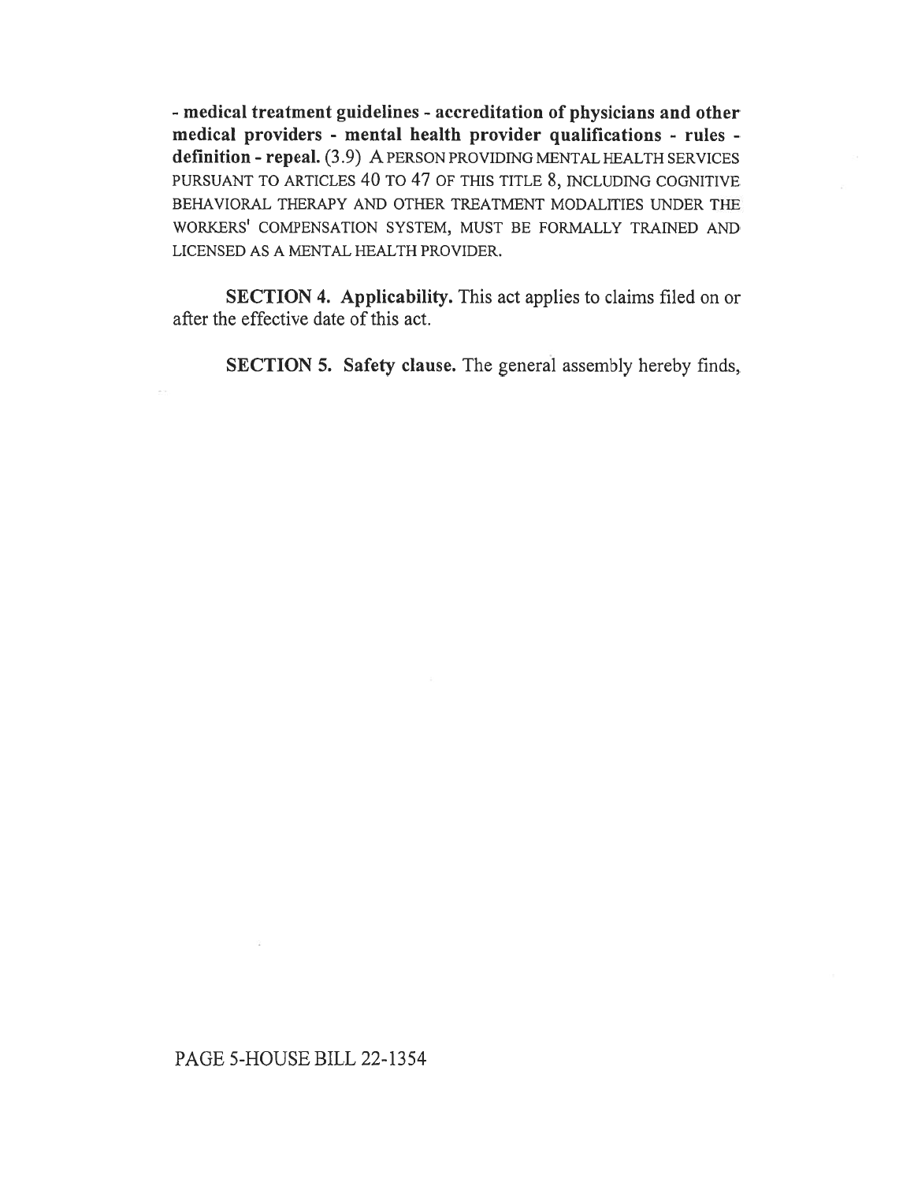**- medical treatment guidelines - accreditation of physicians and other medical providers - mental health provider qualifications - rules - definition - repeal.** (3.9) A PERSON PROVIDING MENTAL HEALTH SERVICES PURSUANT TO ARTICLES 40 TO 47 OF THIS TITLE 8, INCLUDING COGNITIVE BEHAVIORAL THERAPY AND OTHER TREATMENT MODALITIES UNDER THE WORKERS' COMPENSATION SYSTEM, MUST BE FORMALLY TRAINED AND LICENSED AS A MENTAL HEALTH PROVIDER.

**SECTION 4. Applicability.** This act applies to claims filed on or after the effective date of this act.

**SECTION 5. Safety clause.** The general assembly hereby finds,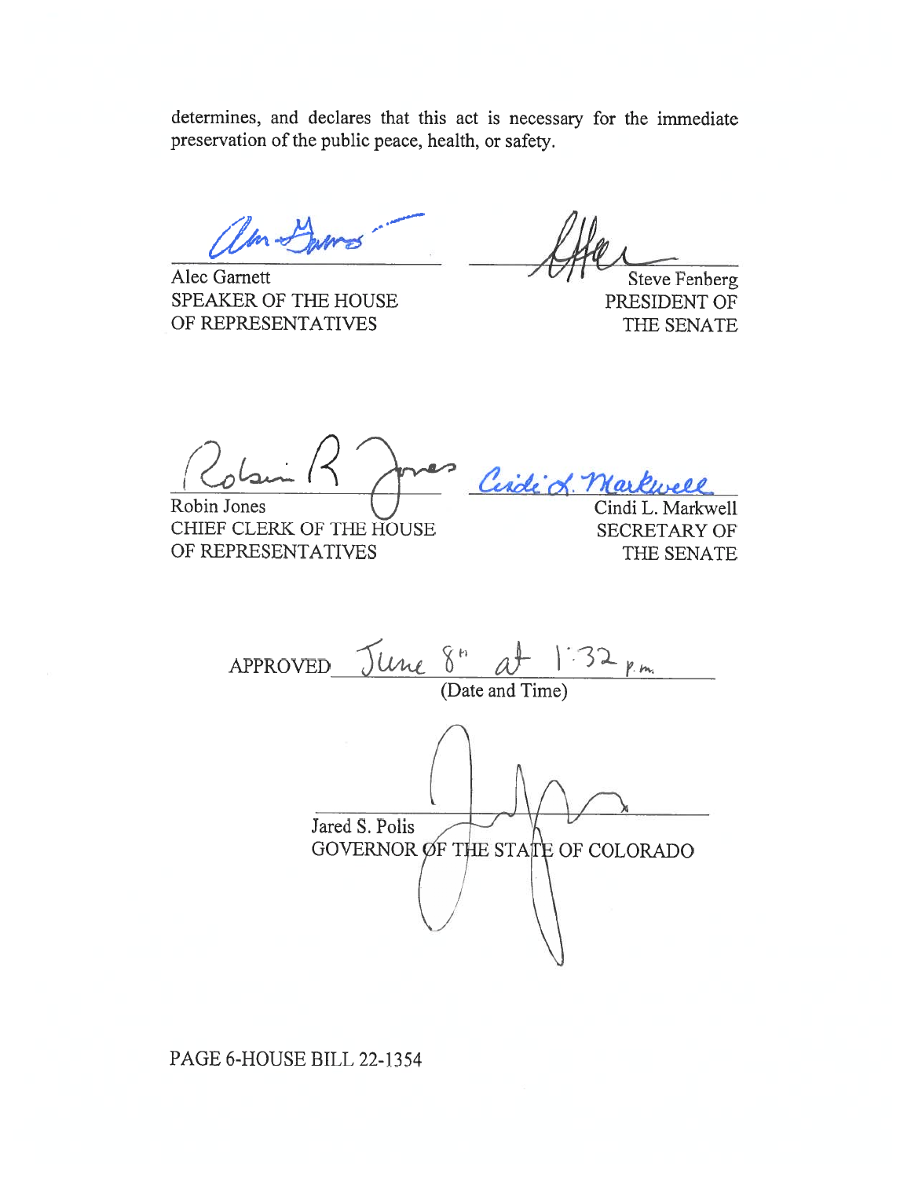determines, and declares that this act is necessary for the immediate preservation of the public peace, health, or safety.

Alec Garnett
SPEAKER OF THE HOUSE
OF REPRESENTATIVES

Steve Fenberg
PRESIDENT OF
THE SENATE

Robin Jones
CHIEF CLERK OF THE HOUSE
OF REPRESENTATIVES

Cindi L. Markwell
SECRETARY OF
THE SENATE

APPROVED June 8th at 1:32 p.m.
(Date and Time)

Jared S. Polis
GOVERNOR OF THE STATE OF COLORADO

PAGE 6-HOUSE BILL 22-1354